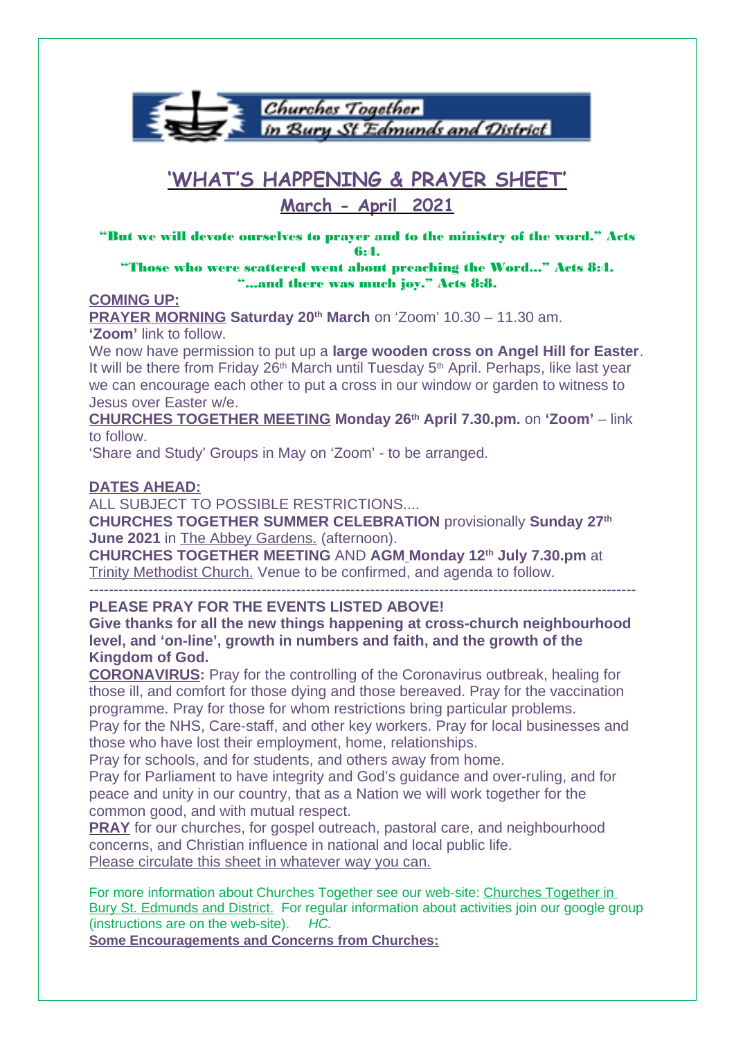Churches Together in Bury St Edmunds and District

# 'WHAT'S HAPPENING & PRAYER SHEET'

## March - April 2021

**"But we will devote ourselves to prayer and to the ministry of the word." Acts 6:4.**
**"Those who were scattered went about preaching the Word..." Acts 8:4.**
**"...and there was much joy." Acts 8:8.**

**COMING UP:**

**PRAYER MORNING Saturday 20th March** on 'Zoom' 10.30 – 11.30 am.
**'Zoom'** link to follow.

We now have permission to put up a **large wooden cross on Angel Hill for Easter**. It will be there from Friday 26th March until Tuesday 5th April. Perhaps, like last year we can encourage each other to put a cross in our window or garden to witness to Jesus over Easter w/e.

**CHURCHES TOGETHER MEETING Monday 26th April 7.30.pm.** on **'Zoom'** – link to follow.

'Share and Study' Groups in May on 'Zoom' - to be arranged.

**DATES AHEAD:**

ALL SUBJECT TO POSSIBLE RESTRICTIONS....

**CHURCHES TOGETHER SUMMER CELEBRATION** provisionally **Sunday 27th June 2021** in The Abbey Gardens. (afternoon).

**CHURCHES TOGETHER MEETING** AND **AGM Monday 12th July 7.30.pm** at Trinity Methodist Church. Venue to be confirmed, and agenda to follow.

---

**PLEASE PRAY FOR THE EVENTS LISTED ABOVE!**

**Give thanks for all the new things happening at cross-church neighbourhood level, and 'on-line', growth in numbers and faith, and the growth of the Kingdom of God.**

**CORONAVIRUS:** Pray for the controlling of the Coronavirus outbreak, healing for those ill, and comfort for those dying and those bereaved. Pray for the vaccination programme. Pray for those for whom restrictions bring particular problems.

Pray for the NHS, Care-staff, and other key workers. Pray for local businesses and those who have lost their employment, home, relationships.

Pray for schools, and for students, and others away from home.

Pray for Parliament to have integrity and God's guidance and over-ruling, and for peace and unity in our country, that as a Nation we will work together for the common good, and with mutual respect.

**PRAY** for our churches, for gospel outreach, pastoral care, and neighbourhood concerns, and Christian influence in national and local public life.

Please circulate this sheet in whatever way you can.

For more information about Churches Together see our web-site: Churches Together in Bury St. Edmunds and District. For regular information about activities join our google group (instructions are on the web-site). *HC.*

**Some Encouragements and Concerns from Churches:**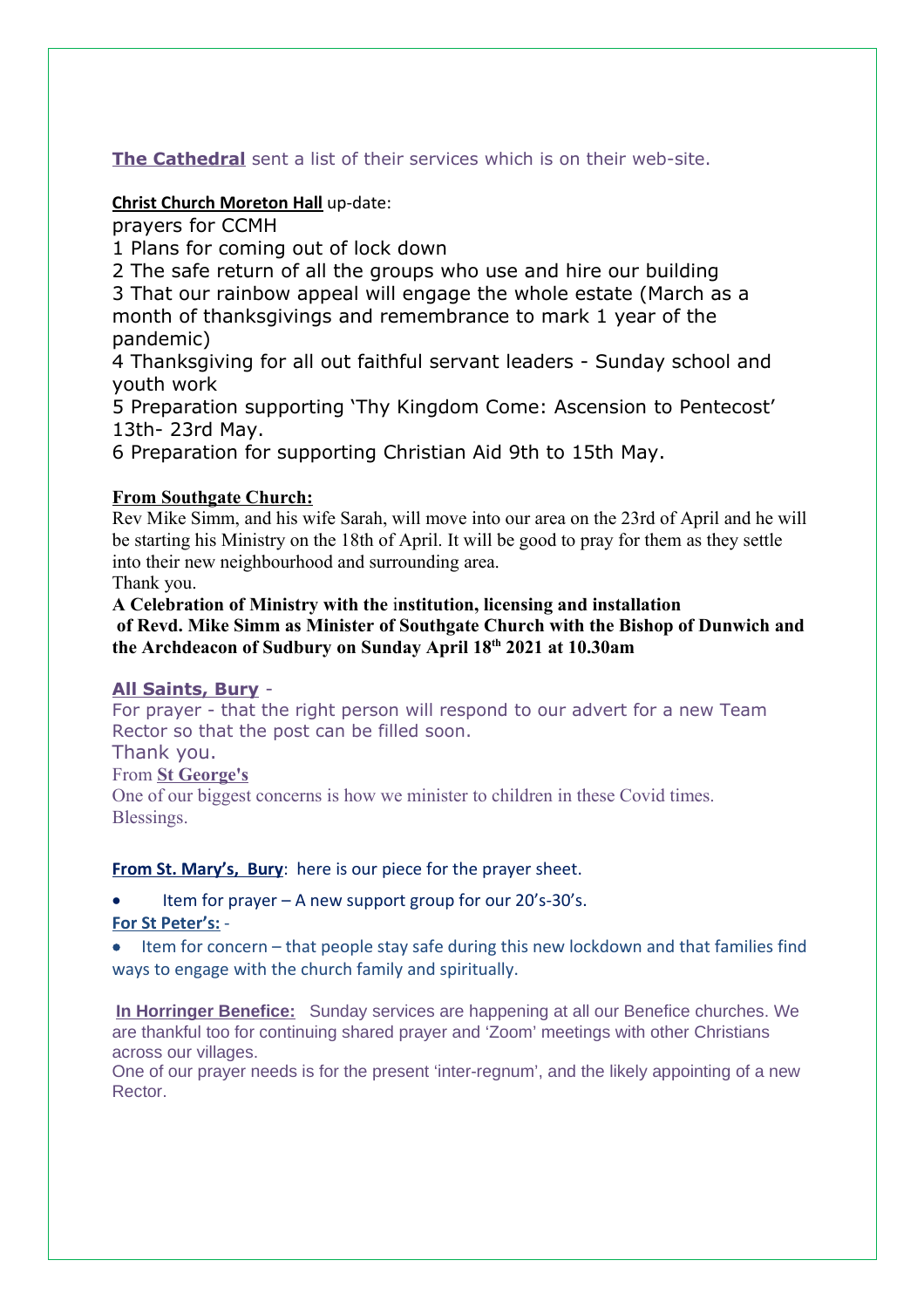**The Cathedral** sent a list of their services which is on their web-site.

**Christ Church Moreton Hall** up-date:

prayers for CCMH

1 Plans for coming out of lock down

2 The safe return of all the groups who use and hire our building

3 That our rainbow appeal will engage the whole estate (March as a month of thanksgivings and remembrance to mark 1 year of the pandemic)

4 Thanksgiving for all out faithful servant leaders - Sunday school and youth work

5 Preparation supporting 'Thy Kingdom Come: Ascension to Pentecost' 13th- 23rd May.

6 Preparation for supporting Christian Aid 9th to 15th May.

**From Southgate Church:**

Rev Mike Simm, and his wife Sarah, will move into our area on the 23rd of April and he will be starting his Ministry on the 18th of April. It will be good to pray for them as they settle into their new neighbourhood and surrounding area.

Thank you.

**A Celebration of Ministry with the institution, licensing and installation of Revd. Mike Simm as Minister of Southgate Church with the Bishop of Dunwich and the Archdeacon of Sudbury on Sunday April 18th 2021 at 10.30am**

**All Saints, Bury** -

For prayer - that the right person will respond to our advert for a new Team Rector so that the post can be filled soon.

Thank you.

From **St George's**

One of our biggest concerns is how we minister to children in these Covid times. Blessings.

**From St. Mary's, Bury**: here is our piece for the prayer sheet.

- Item for prayer – A new support group for our 20's-30's.

**For St Peter's:** -

- Item for concern – that people stay safe during this new lockdown and that families find ways to engage with the church family and spiritually.

**In Horringer Benefice:** Sunday services are happening at all our Benefice churches. We are thankful too for continuing shared prayer and 'Zoom' meetings with other Christians across our villages.

One of our prayer needs is for the present 'inter-regnum', and the likely appointing of a new Rector.